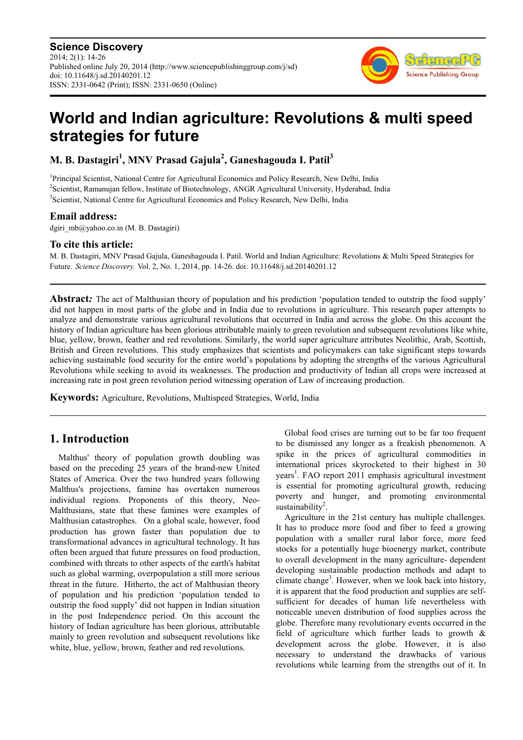**Science Discovery**
2014; 2(1): 14-26
Published online July 20, 2014 (http://www.sciencepublishinggroup.com/j/sd)
doi: 10.11648/j.sd.20140201.12
ISSN: 2331-0642 (Print); ISSN: 2331-0650 (Online)

# World and Indian agriculture: Revolutions & multi speed strategies for future

**M. B. Dastagiri[1], MNV Prasad Gajula[2], Ganeshagouda I. Patil[3]**

[1]Principal Scientist, National Centre for Agricultural Economics and Policy Research, New Delhi, India
[2]Scientist, Ramanujan fellow, Institute of Biotechnology, ANGR Agricultural University, Hyderabad, India
[3]Scientist, National Centre for Agricultural Economics and Policy Research, New Delhi, India

### Email address:

dgiri_mb@yahoo.co.in (M. B. Dastagiri)

### To cite this article:

M. B. Dastagiri, MNV Prasad Gajula, Ganeshagouda I. Patil. World and Indian Agriculture: Revolutions & Multi Speed Strategies for Future. *Science Discovery.* Vol. 2, No. 1, 2014, pp. 14-26. doi: 10.11648/j.sd.20140201.12

**Abstract***:* The act of Malthusian theory of population and his prediction 'population tended to outstrip the food supply' did not happen in most parts of the globe and in India due to revolutions in agriculture. This research paper attempts to analyze and demonstrate various agricultural revolutions that occurred in India and across the globe. On this account the history of Indian agriculture has been glorious attributable mainly to green revolution and subsequent revolutions like white, blue, yellow, brown, feather and red revolutions. Similarly, the world super agriculture attributes Neolithic, Arab, Scottish, British and Green revolutions. This study emphasizes that scientists and policymakers can take significant steps towards achieving sustainable food security for the entire world's populations by adopting the strengths of the various Agricultural Revolutions while seeking to avoid its weaknesses. The production and productivity of Indian all crops were increased at increasing rate in post green revolution period witnessing operation of Law of increasing production.

**Keywords:** Agriculture, Revolutions, Multispeed Strategies, World, India

## 1. Introduction

Malthus' theory of population growth doubling was based on the preceding 25 years of the brand-new United States of America. Over the two hundred years following Malthus's projections, famine has overtaken numerous individual regions. Proponents of this theory, Neo-Malthusians, state that these famines were examples of Malthusian catastrophes. On a global scale, however, food production has grown faster than population due to transformational advances in agricultural technology. It has often been argued that future pressures on food production, combined with threats to other aspects of the earth's habitat such as global warming, overpopulation a still more serious threat in the future. Hitherto, the act of Malthusian theory of population and his prediction 'population tended to outstrip the food supply' did not happen in Indian situation in the post Independence period. On this account the history of Indian agriculture has been glorious, attributable mainly to green revolution and subsequent revolutions like white, blue, yellow, brown, feather and red revolutions.

Global food crises are turning out to be far too frequent to be dismissed any longer as a freakish phenomenon. A spike in the prices of agricultural commodities in international prices skyrocketed to their highest in 30 years[1]. FAO report 2011 emphasis agricultural investment is essential for promoting agricultural growth, reducing poverty and hunger, and promoting environmental sustainability[2].

Agriculture in the 21st century has multiple challenges. It has to produce more food and fiber to feed a growing population with a smaller rural labor force, more feed stocks for a potentially huge bioenergy market, contribute to overall development in the many agriculture- dependent developing sustainable production methods and adapt to climate change[3]. However, when we look back into history, it is apparent that the food production and supplies are self-sufficient for decades of human life nevertheless with noticeable uneven distribution of food supplies across the globe. Therefore many revolutionary events occurred in the field of agriculture which further leads to growth & development across the globe. However, it is also necessary to understand the drawbacks of various revolutions while learning from the strengths out of it. In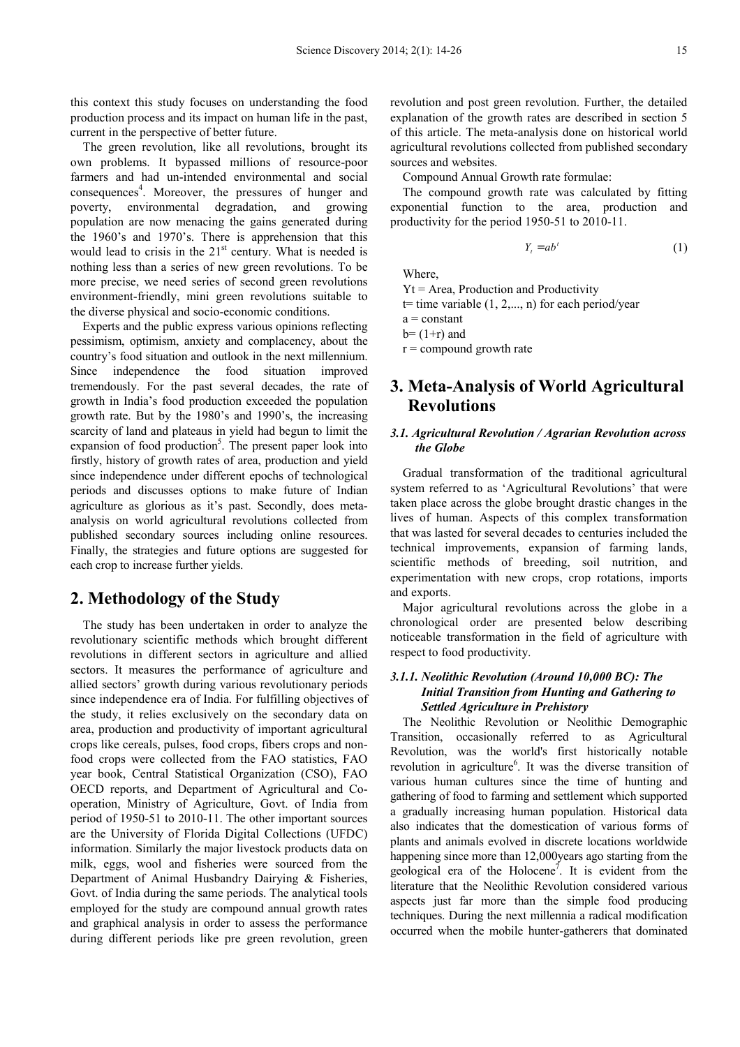this context this study focuses on understanding the food production process and its impact on human life in the past, current in the perspective of better future.

The green revolution, like all revolutions, brought its own problems. It bypassed millions of resource-poor farmers and had un-intended environmental and social consequences[4]. Moreover, the pressures of hunger and poverty, environmental degradation, and growing population are now menacing the gains generated during the 1960's and 1970's. There is apprehension that this would lead to crisis in the 21st century. What is needed is nothing less than a series of new green revolutions. To be more precise, we need series of second green revolutions environment-friendly, mini green revolutions suitable to the diverse physical and socio-economic conditions.

Experts and the public express various opinions reflecting pessimism, optimism, anxiety and complacency, about the country's food situation and outlook in the next millennium. Since independence the food situation improved tremendously. For the past several decades, the rate of growth in India's food production exceeded the population growth rate. But by the 1980's and 1990's, the increasing scarcity of land and plateaus in yield had begun to limit the expansion of food production[5]. The present paper look into firstly, history of growth rates of area, production and yield since independence under different epochs of technological periods and discusses options to make future of Indian agriculture as glorious as it's past. Secondly, does meta-analysis on world agricultural revolutions collected from published secondary sources including online resources. Finally, the strategies and future options are suggested for each crop to increase further yields.

## 2. Methodology of the Study

The study has been undertaken in order to analyze the revolutionary scientific methods which brought different revolutions in different sectors in agriculture and allied sectors. It measures the performance of agriculture and allied sectors' growth during various revolutionary periods since independence era of India. For fulfilling objectives of the study, it relies exclusively on the secondary data on area, production and productivity of important agricultural crops like cereals, pulses, food crops, fibers crops and non-food crops were collected from the FAO statistics, FAO year book, Central Statistical Organization (CSO), FAO OECD reports, and Department of Agricultural and Co-operation, Ministry of Agriculture, Govt. of India from period of 1950-51 to 2010-11. The other important sources are the University of Florida Digital Collections (UFDC) information. Similarly the major livestock products data on milk, eggs, wool and fisheries were sourced from the Department of Animal Husbandry Dairying & Fisheries, Govt. of India during the same periods. The analytical tools employed for the study are compound annual growth rates and graphical analysis in order to assess the performance during different periods like pre green revolution, green revolution and post green revolution. Further, the detailed explanation of the growth rates are described in section 5 of this article. The meta-analysis done on historical world agricultural revolutions collected from published secondary sources and websites.

Compound Annual Growth rate formulae:

The compound growth rate was calculated by fitting exponential function to the area, production and productivity for the period 1950-51 to 2010-11.

$$Y_t = ab^t \qquad (1)$$

Where,

$Y_t$ = Area, Production and Productivity
$t$= time variable (1, 2,..., n) for each period/year
$a$ = constant
$b$= (1+r) and
$r$ = compound growth rate

## 3. Meta-Analysis of World Agricultural Revolutions

### *3.1. Agricultural Revolution / Agrarian Revolution across the Globe*

Gradual transformation of the traditional agricultural system referred to as 'Agricultural Revolutions' that were taken place across the globe brought drastic changes in the lives of human. Aspects of this complex transformation that was lasted for several decades to centuries included the technical improvements, expansion of farming lands, scientific methods of breeding, soil nutrition, and experimentation with new crops, crop rotations, imports and exports.

Major agricultural revolutions across the globe in a chronological order are presented below describing noticeable transformation in the field of agriculture with respect to food productivity.

#### *3.1.1. Neolithic Revolution (Around 10,000 BC): The Initial Transition from Hunting and Gathering to Settled Agriculture in Prehistory*

The Neolithic Revolution or Neolithic Demographic Transition, occasionally referred to as Agricultural Revolution, was the world's first historically notable revolution in agriculture[6]. It was the diverse transition of various human cultures since the time of hunting and gathering of food to farming and settlement which supported a gradually increasing human population. Historical data also indicates that the domestication of various forms of plants and animals evolved in discrete locations worldwide happening since more than 12,000years ago starting from the geological era of the Holocene[7]. It is evident from the literature that the Neolithic Revolution considered various aspects just far more than the simple food producing techniques. During the next millennia a radical modification occurred when the mobile hunter-gatherers that dominated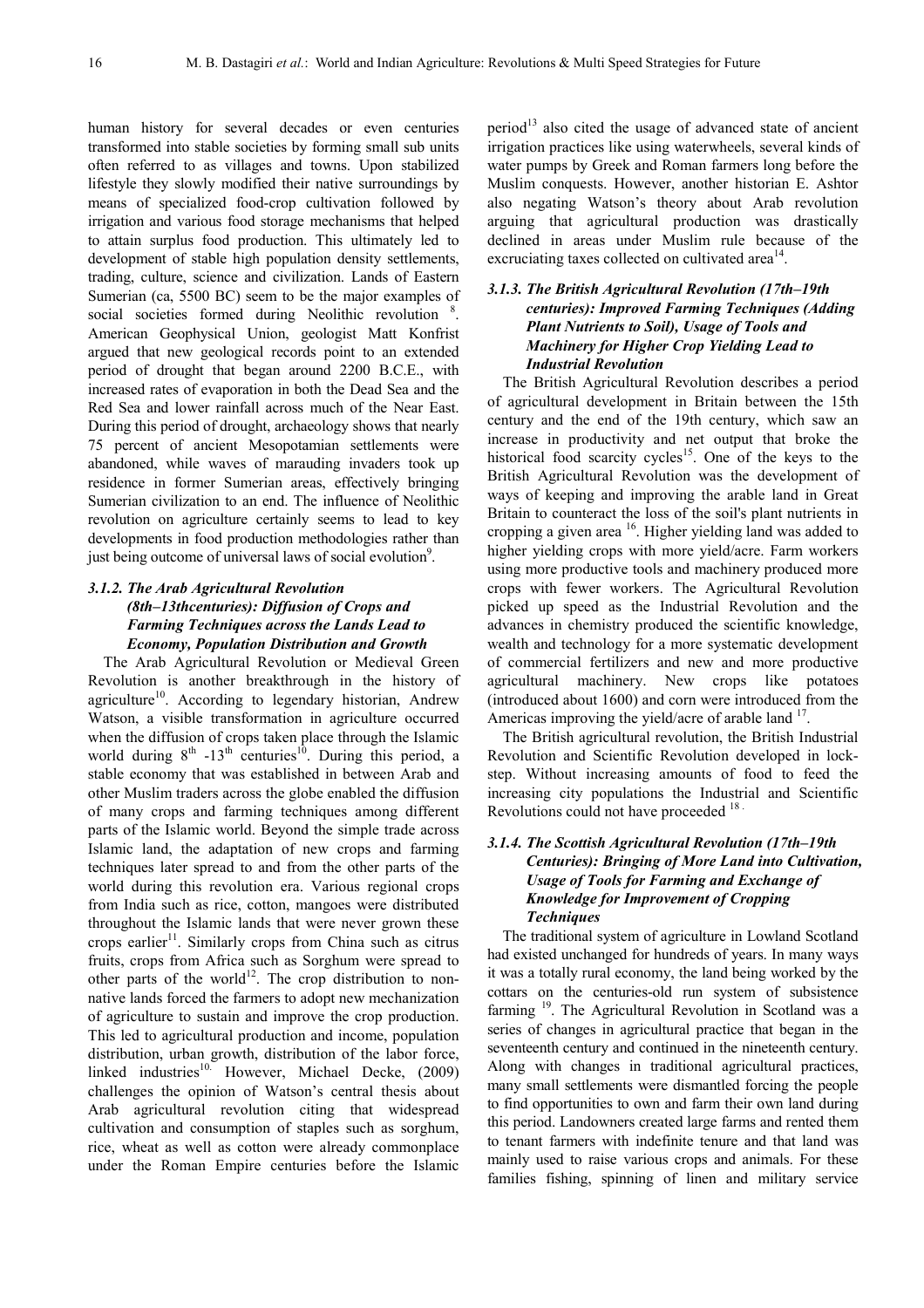human history for several decades or even centuries transformed into stable societies by forming small sub units often referred to as villages and towns. Upon stabilized lifestyle they slowly modified their native surroundings by means of specialized food-crop cultivation followed by irrigation and various food storage mechanisms that helped to attain surplus food production. This ultimately led to development of stable high population density settlements, trading, culture, science and civilization. Lands of Eastern Sumerian (ca, 5500 BC) seem to be the major examples of social societies formed during Neolithic revolution [8]. American Geophysical Union, geologist Matt Konfrist argued that new geological records point to an extended period of drought that began around 2200 B.C.E., with increased rates of evaporation in both the Dead Sea and the Red Sea and lower rainfall across much of the Near East. During this period of drought, archaeology shows that nearly 75 percent of ancient Mesopotamian settlements were abandoned, while waves of marauding invaders took up residence in former Sumerian areas, effectively bringing Sumerian civilization to an end. The influence of Neolithic revolution on agriculture certainly seems to lead to key developments in food production methodologies rather than just being outcome of universal laws of social evolution[9].

#### *3.1.2. The Arab Agricultural Revolution (8th–13thcenturies): Diffusion of Crops and Farming Techniques across the Lands Lead to Economy, Population Distribution and Growth*

The Arab Agricultural Revolution or Medieval Green Revolution is another breakthrough in the history of agriculture[10]. According to legendary historian, Andrew Watson, a visible transformation in agriculture occurred when the diffusion of crops taken place through the Islamic world during 8th -13th centuries[10]. During this period, a stable economy that was established in between Arab and other Muslim traders across the globe enabled the diffusion of many crops and farming techniques among different parts of the Islamic world. Beyond the simple trade across Islamic land, the adaptation of new crops and farming techniques later spread to and from the other parts of the world during this revolution era. Various regional crops from India such as rice, cotton, mangoes were distributed throughout the Islamic lands that were never grown these crops earlier[11]. Similarly crops from China such as citrus fruits, crops from Africa such as Sorghum were spread to other parts of the world[12]. The crop distribution to non-native lands forced the farmers to adopt new mechanization of agriculture to sustain and improve the crop production. This led to agricultural production and income, population distribution, urban growth, distribution of the labor force, linked industries[10]. However, Michael Decke, (2009) challenges the opinion of Watson's central thesis about Arab agricultural revolution citing that widespread cultivation and consumption of staples such as sorghum, rice, wheat as well as cotton were already commonplace under the Roman Empire centuries before the Islamic period[13] also cited the usage of advanced state of ancient irrigation practices like using waterwheels, several kinds of water pumps by Greek and Roman farmers long before the Muslim conquests. However, another historian E. Ashtor also negating Watson's theory about Arab revolution arguing that agricultural production was drastically declined in areas under Muslim rule because of the excruciating taxes collected on cultivated area[14].

#### *3.1.3. The British Agricultural Revolution (17th–19th centuries): Improved Farming Techniques (Adding Plant Nutrients to Soil), Usage of Tools and Machinery for Higher Crop Yielding Lead to Industrial Revolution*

The British Agricultural Revolution describes a period of agricultural development in Britain between the 15th century and the end of the 19th century, which saw an increase in productivity and net output that broke the historical food scarcity cycles[15]. One of the keys to the British Agricultural Revolution was the development of ways of keeping and improving the arable land in Great Britain to counteract the loss of the soil's plant nutrients in cropping a given area [16]. Higher yielding land was added to higher yielding crops with more yield/acre. Farm workers using more productive tools and machinery produced more crops with fewer workers. The Agricultural Revolution picked up speed as the Industrial Revolution and the advances in chemistry produced the scientific knowledge, wealth and technology for a more systematic development of commercial fertilizers and new and more productive agricultural machinery. New crops like potatoes (introduced about 1600) and corn were introduced from the Americas improving the yield/acre of arable land [17].

The British agricultural revolution, the British Industrial Revolution and Scientific Revolution developed in lock-step. Without increasing amounts of food to feed the increasing city populations the Industrial and Scientific Revolutions could not have proceeded [18].

#### *3.1.4. The Scottish Agricultural Revolution (17th–19th Centuries): Bringing of More Land into Cultivation, Usage of Tools for Farming and Exchange of Knowledge for Improvement of Cropping Techniques*

The traditional system of agriculture in Lowland Scotland had existed unchanged for hundreds of years. In many ways it was a totally rural economy, the land being worked by the cottars on the centuries-old run system of subsistence farming [19]. The Agricultural Revolution in Scotland was a series of changes in agricultural practice that began in the seventeenth century and continued in the nineteenth century. Along with changes in traditional agricultural practices, many small settlements were dismantled forcing the people to find opportunities to own and farm their own land during this period. Landowners created large farms and rented them to tenant farmers with indefinite tenure and that land was mainly used to raise various crops and animals. For these families fishing, spinning of linen and military service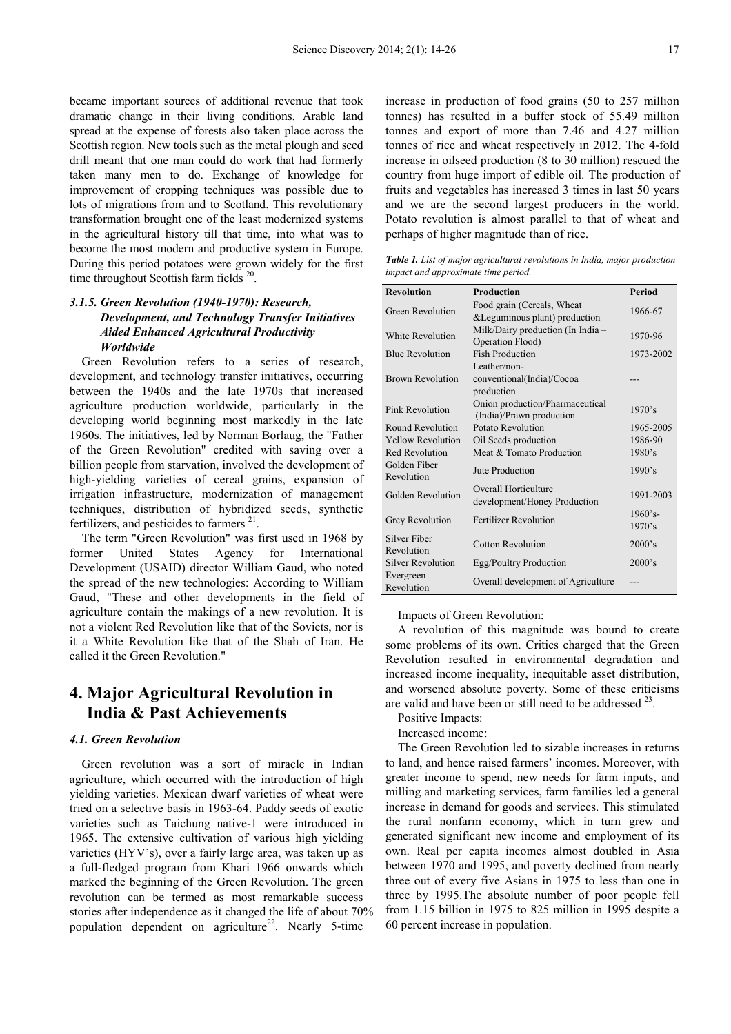became important sources of additional revenue that took dramatic change in their living conditions. Arable land spread at the expense of forests also taken place across the Scottish region. New tools such as the metal plough and seed drill meant that one man could do work that had formerly taken many men to do. Exchange of knowledge for improvement of cropping techniques was possible due to lots of migrations from and to Scotland. This revolutionary transformation brought one of the least modernized systems in the agricultural history till that time, into what was to become the most modern and productive system in Europe. During this period potatoes were grown widely for the first time throughout Scottish farm fields [20].

#### *3.1.5. Green Revolution (1940-1970): Research, Development, and Technology Transfer Initiatives Aided Enhanced Agricultural Productivity Worldwide*

Green Revolution refers to a series of research, development, and technology transfer initiatives, occurring between the 1940s and the late 1970s that increased agriculture production worldwide, particularly in the developing world beginning most markedly in the late 1960s. The initiatives, led by Norman Borlaug, the "Father of the Green Revolution" credited with saving over a billion people from starvation, involved the development of high-yielding varieties of cereal grains, expansion of irrigation infrastructure, modernization of management techniques, distribution of hybridized seeds, synthetic fertilizers, and pesticides to farmers [21].

The term "Green Revolution" was first used in 1968 by former United States Agency for International Development (USAID) director William Gaud, who noted the spread of the new technologies: According to William Gaud, "These and other developments in the field of agriculture contain the makings of a new revolution. It is not a violent Red Revolution like that of the Soviets, nor is it a White Revolution like that of the Shah of Iran. He called it the Green Revolution."

## 4. Major Agricultural Revolution in India & Past Achievements

### *4.1. Green Revolution*

Green revolution was a sort of miracle in Indian agriculture, which occurred with the introduction of high yielding varieties. Mexican dwarf varieties of wheat were tried on a selective basis in 1963-64. Paddy seeds of exotic varieties such as Taichung native-1 were introduced in 1965. The extensive cultivation of various high yielding varieties (HYV's), over a fairly large area, was taken up as a full-fledged program from Khari 1966 onwards which marked the beginning of the Green Revolution. The green revolution can be termed as most remarkable success stories after independence as it changed the life of about 70% population dependent on agriculture[22]. Nearly 5-time increase in production of food grains (50 to 257 million tonnes) has resulted in a buffer stock of 55.49 million tonnes and export of more than 7.46 and 4.27 million tonnes of rice and wheat respectively in 2012. The 4-fold increase in oilseed production (8 to 30 million) rescued the country from huge import of edible oil. The production of fruits and vegetables has increased 3 times in last 50 years and we are the second largest producers in the world. Potato revolution is almost parallel to that of wheat and perhaps of higher magnitude than of rice.

***Table 1.*** *List of major agricultural revolutions in India, major production impact and approximate time period.*

| Revolution | Production | Period |
|---|---|---|
| Green Revolution | Food grain (Cereals, Wheat &Leguminous plant) production | 1966-67 |
| White Revolution | Milk/Dairy production (In India – Operation Flood) | 1970-96 |
| Blue Revolution | Fish Production | 1973-2002 |
| Brown Revolution | Leather/non-conventional(India)/Cocoa production | --- |
| Pink Revolution | Onion production/Pharmaceutical (India)/Prawn production | 1970's |
| Round Revolution | Potato Revolution | 1965-2005 |
| Yellow Revolution | Oil Seeds production | 1986-90 |
| Red Revolution | Meat & Tomato Production | 1980's |
| Golden Fiber Revolution | Jute Production | 1990's |
| Golden Revolution | Overall Horticulture development/Honey Production | 1991-2003 |
| Grey Revolution | Fertilizer Revolution | 1960's-1970's |
| Silver Fiber Revolution | Cotton Revolution | 2000's |
| Silver Revolution | Egg/Poultry Production | 2000's |
| Evergreen Revolution | Overall development of Agriculture | --- |

Impacts of Green Revolution:

A revolution of this magnitude was bound to create some problems of its own. Critics charged that the Green Revolution resulted in environmental degradation and increased income inequality, inequitable asset distribution, and worsened absolute poverty. Some of these criticisms are valid and have been or still need to be addressed [23].

Positive Impacts:

Increased income:

The Green Revolution led to sizable increases in returns to land, and hence raised farmers' incomes. Moreover, with greater income to spend, new needs for farm inputs, and milling and marketing services, farm families led a general increase in demand for goods and services. This stimulated the rural nonfarm economy, which in turn grew and generated significant new income and employment of its own. Real per capita incomes almost doubled in Asia between 1970 and 1995, and poverty declined from nearly three out of every five Asians in 1975 to less than one in three by 1995.The absolute number of poor people fell from 1.15 billion in 1975 to 825 million in 1995 despite a 60 percent increase in population.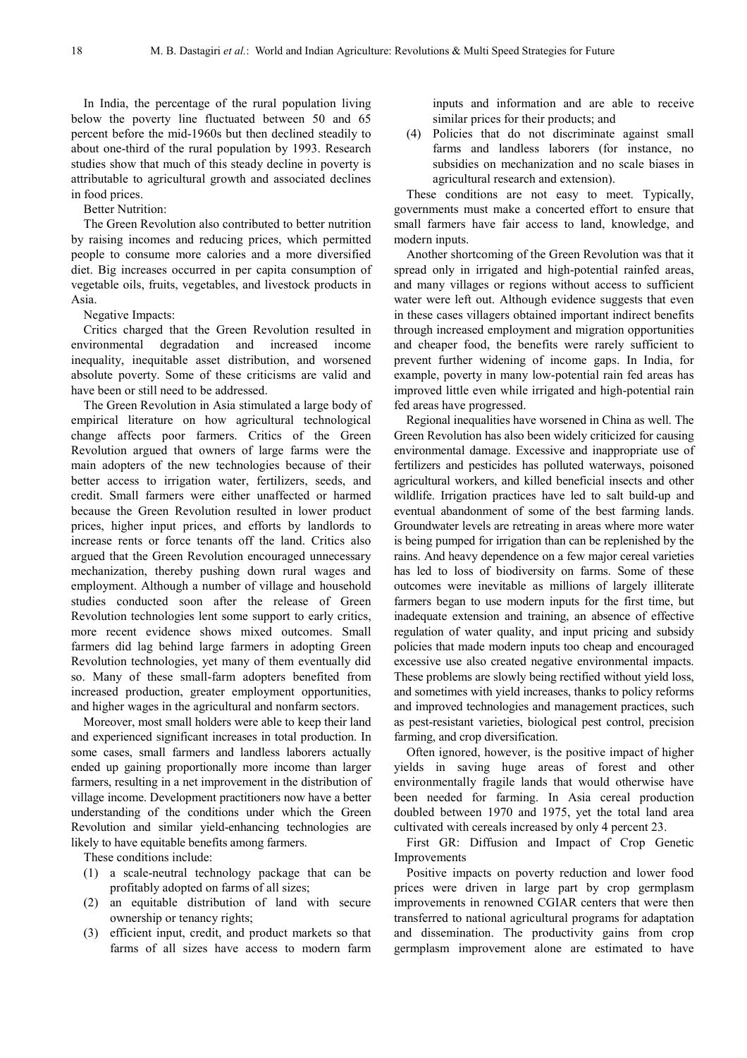In India, the percentage of the rural population living below the poverty line fluctuated between 50 and 65 percent before the mid-1960s but then declined steadily to about one-third of the rural population by 1993. Research studies show that much of this steady decline in poverty is attributable to agricultural growth and associated declines in food prices.

Better Nutrition:

The Green Revolution also contributed to better nutrition by raising incomes and reducing prices, which permitted people to consume more calories and a more diversified diet. Big increases occurred in per capita consumption of vegetable oils, fruits, vegetables, and livestock products in Asia.

Negative Impacts:

Critics charged that the Green Revolution resulted in environmental degradation and increased income inequality, inequitable asset distribution, and worsened absolute poverty. Some of these criticisms are valid and have been or still need to be addressed.

The Green Revolution in Asia stimulated a large body of empirical literature on how agricultural technological change affects poor farmers. Critics of the Green Revolution argued that owners of large farms were the main adopters of the new technologies because of their better access to irrigation water, fertilizers, seeds, and credit. Small farmers were either unaffected or harmed because the Green Revolution resulted in lower product prices, higher input prices, and efforts by landlords to increase rents or force tenants off the land. Critics also argued that the Green Revolution encouraged unnecessary mechanization, thereby pushing down rural wages and employment. Although a number of village and household studies conducted soon after the release of Green Revolution technologies lent some support to early critics, more recent evidence shows mixed outcomes. Small farmers did lag behind large farmers in adopting Green Revolution technologies, yet many of them eventually did so. Many of these small-farm adopters benefited from increased production, greater employment opportunities, and higher wages in the agricultural and nonfarm sectors.

Moreover, most small holders were able to keep their land and experienced significant increases in total production. In some cases, small farmers and landless laborers actually ended up gaining proportionally more income than larger farmers, resulting in a net improvement in the distribution of village income. Development practitioners now have a better understanding of the conditions under which the Green Revolution and similar yield-enhancing technologies are likely to have equitable benefits among farmers.

These conditions include:

(1) a scale-neutral technology package that can be profitably adopted on farms of all sizes;
(2) an equitable distribution of land with secure ownership or tenancy rights;
(3) efficient input, credit, and product markets so that farms of all sizes have access to modern farm inputs and information and are able to receive similar prices for their products; and
(4) Policies that do not discriminate against small farms and landless laborers (for instance, no subsidies on mechanization and no scale biases in agricultural research and extension).

These conditions are not easy to meet. Typically, governments must make a concerted effort to ensure that small farmers have fair access to land, knowledge, and modern inputs.

Another shortcoming of the Green Revolution was that it spread only in irrigated and high-potential rainfed areas, and many villages or regions without access to sufficient water were left out. Although evidence suggests that even in these cases villagers obtained important indirect benefits through increased employment and migration opportunities and cheaper food, the benefits were rarely sufficient to prevent further widening of income gaps. In India, for example, poverty in many low-potential rain fed areas has improved little even while irrigated and high-potential rain fed areas have progressed.

Regional inequalities have worsened in China as well. The Green Revolution has also been widely criticized for causing environmental damage. Excessive and inappropriate use of fertilizers and pesticides has polluted waterways, poisoned agricultural workers, and killed beneficial insects and other wildlife. Irrigation practices have led to salt build-up and eventual abandonment of some of the best farming lands. Groundwater levels are retreating in areas where more water is being pumped for irrigation than can be replenished by the rains. And heavy dependence on a few major cereal varieties has led to loss of biodiversity on farms. Some of these outcomes were inevitable as millions of largely illiterate farmers began to use modern inputs for the first time, but inadequate extension and training, an absence of effective regulation of water quality, and input pricing and subsidy policies that made modern inputs too cheap and encouraged excessive use also created negative environmental impacts. These problems are slowly being rectified without yield loss, and sometimes with yield increases, thanks to policy reforms and improved technologies and management practices, such as pest-resistant varieties, biological pest control, precision farming, and crop diversification.

Often ignored, however, is the positive impact of higher yields in saving huge areas of forest and other environmentally fragile lands that would otherwise have been needed for farming. In Asia cereal production doubled between 1970 and 1975, yet the total land area cultivated with cereals increased by only 4 percent 23.

First GR: Diffusion and Impact of Crop Genetic Improvements

Positive impacts on poverty reduction and lower food prices were driven in large part by crop germplasm improvements in renowned CGIAR centers that were then transferred to national agricultural programs for adaptation and dissemination. The productivity gains from crop germplasm improvement alone are estimated to have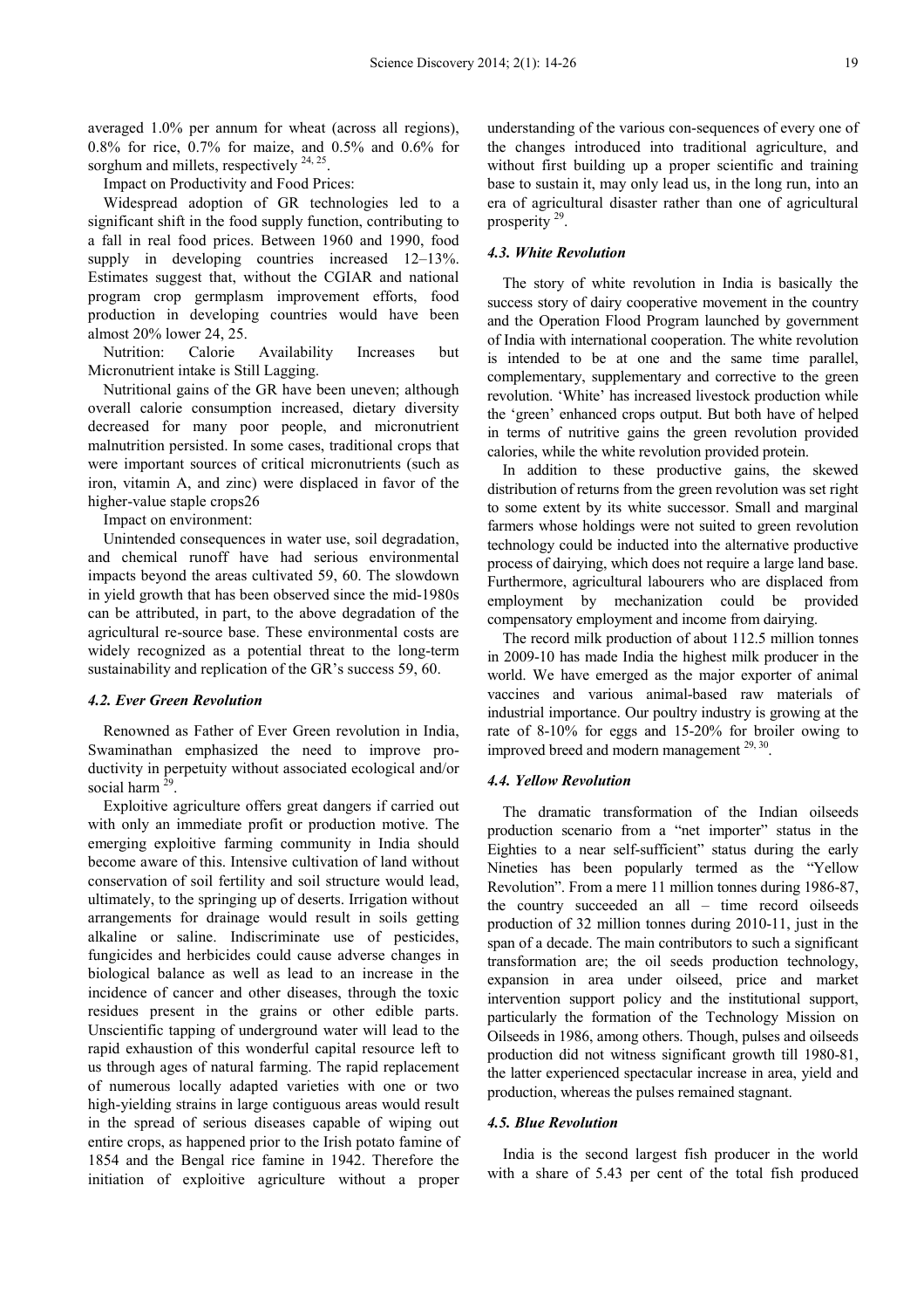averaged 1.0% per annum for wheat (across all regions), 0.8% for rice, 0.7% for maize, and 0.5% and 0.6% for sorghum and millets, respectively [24, 25].

Impact on Productivity and Food Prices:

Widespread adoption of GR technologies led to a significant shift in the food supply function, contributing to a fall in real food prices. Between 1960 and 1990, food supply in developing countries increased 12–13%. Estimates suggest that, without the CGIAR and national program crop germplasm improvement efforts, food production in developing countries would have been almost 20% lower 24, 25.

Nutrition: Calorie Availability Increases but Micronutrient intake is Still Lagging.

Nutritional gains of the GR have been uneven; although overall calorie consumption increased, dietary diversity decreased for many poor people, and micronutrient malnutrition persisted. In some cases, traditional crops that were important sources of critical micronutrients (such as iron, vitamin A, and zinc) were displaced in favor of the higher-value staple crops26

Impact on environment:

Unintended consequences in water use, soil degradation, and chemical runoff have had serious environmental impacts beyond the areas cultivated 59, 60. The slowdown in yield growth that has been observed since the mid-1980s can be attributed, in part, to the above degradation of the agricultural re-source base. These environmental costs are widely recognized as a potential threat to the long-term sustainability and replication of the GR's success 59, 60.

### *4.2. Ever Green Revolution*

Renowned as Father of Ever Green revolution in India, Swaminathan emphasized the need to improve pro-ductivity in perpetuity without associated ecological and/or social harm [29].

Exploitive agriculture offers great dangers if carried out with only an immediate profit or production motive. The emerging exploitive farming community in India should become aware of this. Intensive cultivation of land without conservation of soil fertility and soil structure would lead, ultimately, to the springing up of deserts. Irrigation without arrangements for drainage would result in soils getting alkaline or saline. Indiscriminate use of pesticides, fungicides and herbicides could cause adverse changes in biological balance as well as lead to an increase in the incidence of cancer and other diseases, through the toxic residues present in the grains or other edible parts. Unscientific tapping of underground water will lead to the rapid exhaustion of this wonderful capital resource left to us through ages of natural farming. The rapid replacement of numerous locally adapted varieties with one or two high-yielding strains in large contiguous areas would result in the spread of serious diseases capable of wiping out entire crops, as happened prior to the Irish potato famine of 1854 and the Bengal rice famine in 1942. Therefore the initiation of exploitive agriculture without a proper understanding of the various con-sequences of every one of the changes introduced into traditional agriculture, and without first building up a proper scientific and training base to sustain it, may only lead us, in the long run, into an era of agricultural disaster rather than one of agricultural prosperity [29].

### *4.3. White Revolution*

The story of white revolution in India is basically the success story of dairy cooperative movement in the country and the Operation Flood Program launched by government of India with international cooperation. The white revolution is intended to be at one and the same time parallel, complementary, supplementary and corrective to the green revolution. 'White' has increased livestock production while the 'green' enhanced crops output. But both have of helped in terms of nutritive gains the green revolution provided calories, while the white revolution provided protein.

In addition to these productive gains, the skewed distribution of returns from the green revolution was set right to some extent by its white successor. Small and marginal farmers whose holdings were not suited to green revolution technology could be inducted into the alternative productive process of dairying, which does not require a large land base. Furthermore, agricultural labourers who are displaced from employment by mechanization could be provided compensatory employment and income from dairying.

The record milk production of about 112.5 million tonnes in 2009-10 has made India the highest milk producer in the world. We have emerged as the major exporter of animal vaccines and various animal-based raw materials of industrial importance. Our poultry industry is growing at the rate of 8-10% for eggs and 15-20% for broiler owing to improved breed and modern management [29, 30].

### *4.4. Yellow Revolution*

The dramatic transformation of the Indian oilseeds production scenario from a "net importer" status in the Eighties to a near self-sufficient" status during the early Nineties has been popularly termed as the "Yellow Revolution". From a mere 11 million tonnes during 1986-87, the country succeeded an all – time record oilseeds production of 32 million tonnes during 2010-11, just in the span of a decade. The main contributors to such a significant transformation are; the oil seeds production technology, expansion in area under oilseed, price and market intervention support policy and the institutional support, particularly the formation of the Technology Mission on Oilseeds in 1986, among others. Though, pulses and oilseeds production did not witness significant growth till 1980-81, the latter experienced spectacular increase in area, yield and production, whereas the pulses remained stagnant.

### *4.5. Blue Revolution*

India is the second largest fish producer in the world with a share of 5.43 per cent of the total fish produced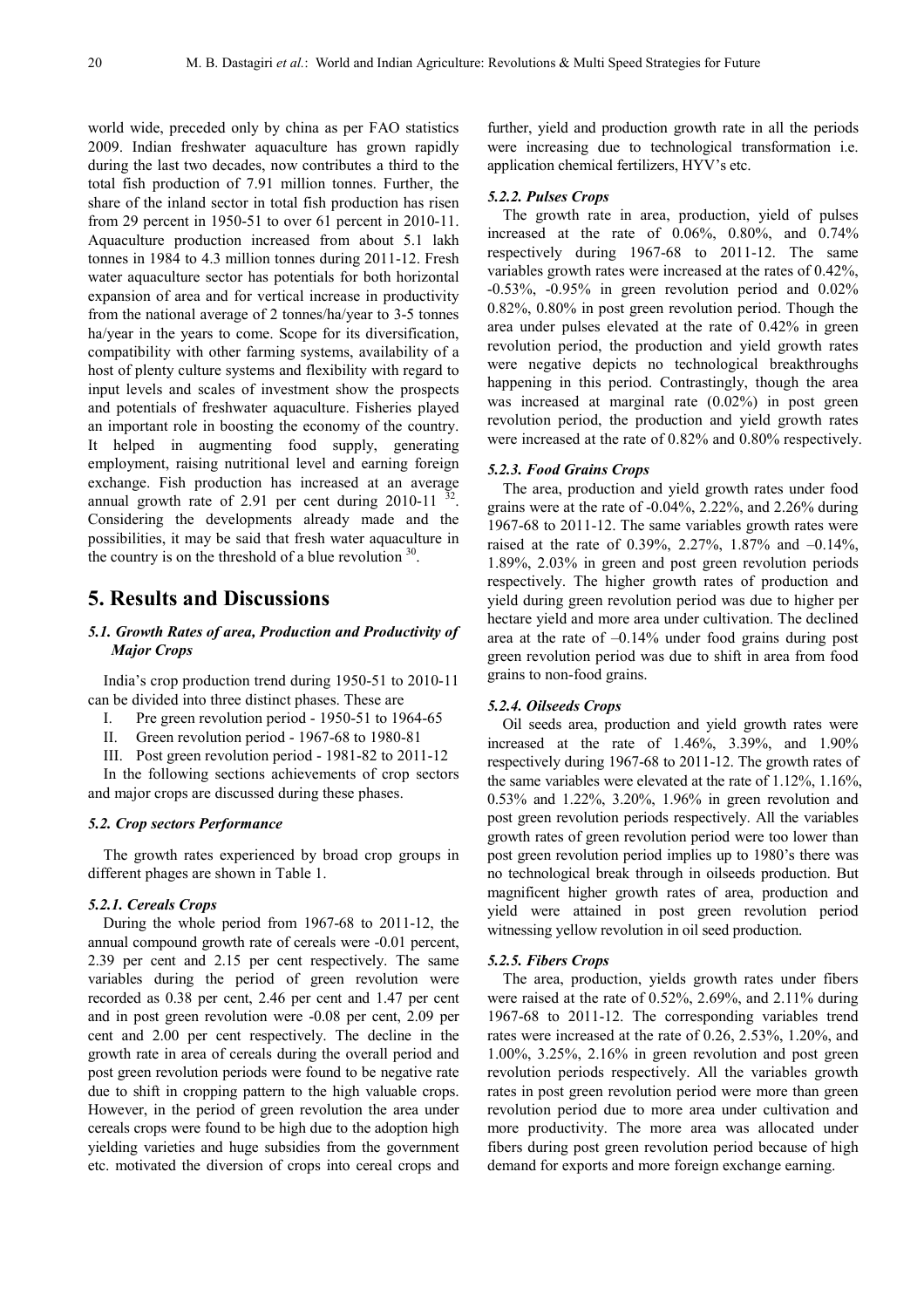world wide, preceded only by china as per FAO statistics 2009. Indian freshwater aquaculture has grown rapidly during the last two decades, now contributes a third to the total fish production of 7.91 million tonnes. Further, the share of the inland sector in total fish production has risen from 29 percent in 1950-51 to over 61 percent in 2010-11. Aquaculture production increased from about 5.1 lakh tonnes in 1984 to 4.3 million tonnes during 2011-12. Fresh water aquaculture sector has potentials for both horizontal expansion of area and for vertical increase in productivity from the national average of 2 tonnes/ha/year to 3-5 tonnes ha/year in the years to come. Scope for its diversification, compatibility with other farming systems, availability of a host of plenty culture systems and flexibility with regard to input levels and scales of investment show the prospects and potentials of freshwater aquaculture. Fisheries played an important role in boosting the economy of the country. It helped in augmenting food supply, generating employment, raising nutritional level and earning foreign exchange. Fish production has increased at an average annual growth rate of 2.91 per cent during 2010-11 [32]. Considering the developments already made and the possibilities, it may be said that fresh water aquaculture in the country is on the threshold of a blue revolution [30].

# 5. Results and Discussions

## 5.1. Growth Rates of area, Production and Productivity of Major Crops

India's crop production trend during 1950-51 to 2010-11 can be divided into three distinct phases. These are

I. Pre green revolution period - 1950-51 to 1964-65
II. Green revolution period - 1967-68 to 1980-81
III. Post green revolution period - 1981-82 to 2011-12

In the following sections achievements of crop sectors and major crops are discussed during these phases.

## 5.2. Crop sectors Performance

The growth rates experienced by broad crop groups in different phages are shown in Table 1.

### 5.2.1. Cereals Crops

During the whole period from 1967-68 to 2011-12, the annual compound growth rate of cereals were -0.01 percent, 2.39 per cent and 2.15 per cent respectively. The same variables during the period of green revolution were recorded as 0.38 per cent, 2.46 per cent and 1.47 per cent and in post green revolution were -0.08 per cent, 2.09 per cent and 2.00 per cent respectively. The decline in the growth rate in area of cereals during the overall period and post green revolution periods were found to be negative rate due to shift in cropping pattern to the high valuable crops. However, in the period of green revolution the area under cereals crops were found to be high due to the adoption high yielding varieties and huge subsidies from the government etc. motivated the diversion of crops into cereal crops and further, yield and production growth rate in all the periods were increasing due to technological transformation i.e. application chemical fertilizers, HYV's etc.

### 5.2.2. Pulses Crops

The growth rate in area, production, yield of pulses increased at the rate of 0.06%, 0.80%, and 0.74% respectively during 1967-68 to 2011-12. The same variables growth rates were increased at the rates of 0.42%, -0.53%, -0.95% in green revolution period and 0.02% 0.82%, 0.80% in post green revolution period. Though the area under pulses elevated at the rate of 0.42% in green revolution period, the production and yield growth rates were negative depicts no technological breakthroughs happening in this period. Contrastingly, though the area was increased at marginal rate (0.02%) in post green revolution period, the production and yield growth rates were increased at the rate of 0.82% and 0.80% respectively.

### 5.2.3. Food Grains Crops

The area, production and yield growth rates under food grains were at the rate of -0.04%, 2.22%, and 2.26% during 1967-68 to 2011-12. The same variables growth rates were raised at the rate of 0.39%, 2.27%, 1.87% and –0.14%, 1.89%, 2.03% in green and post green revolution periods respectively. The higher growth rates of production and yield during green revolution period was due to higher per hectare yield and more area under cultivation. The declined area at the rate of –0.14% under food grains during post green revolution period was due to shift in area from food grains to non-food grains.

### 5.2.4. Oilseeds Crops

Oil seeds area, production and yield growth rates were increased at the rate of 1.46%, 3.39%, and 1.90% respectively during 1967-68 to 2011-12. The growth rates of the same variables were elevated at the rate of 1.12%, 1.16%, 0.53% and 1.22%, 3.20%, 1.96% in green revolution and post green revolution periods respectively. All the variables growth rates of green revolution period were too lower than post green revolution period implies up to 1980's there was no technological break through in oilseeds production. But magnificent higher growth rates of area, production and yield were attained in post green revolution period witnessing yellow revolution in oil seed production.

### 5.2.5. Fibers Crops

The area, production, yields growth rates under fibers were raised at the rate of 0.52%, 2.69%, and 2.11% during 1967-68 to 2011-12. The corresponding variables trend rates were increased at the rate of 0.26, 2.53%, 1.20%, and 1.00%, 3.25%, 2.16% in green revolution and post green revolution periods respectively. All the variables growth rates in post green revolution period were more than green revolution period due to more area under cultivation and more productivity. The more area was allocated under fibers during post green revolution period because of high demand for exports and more foreign exchange earning.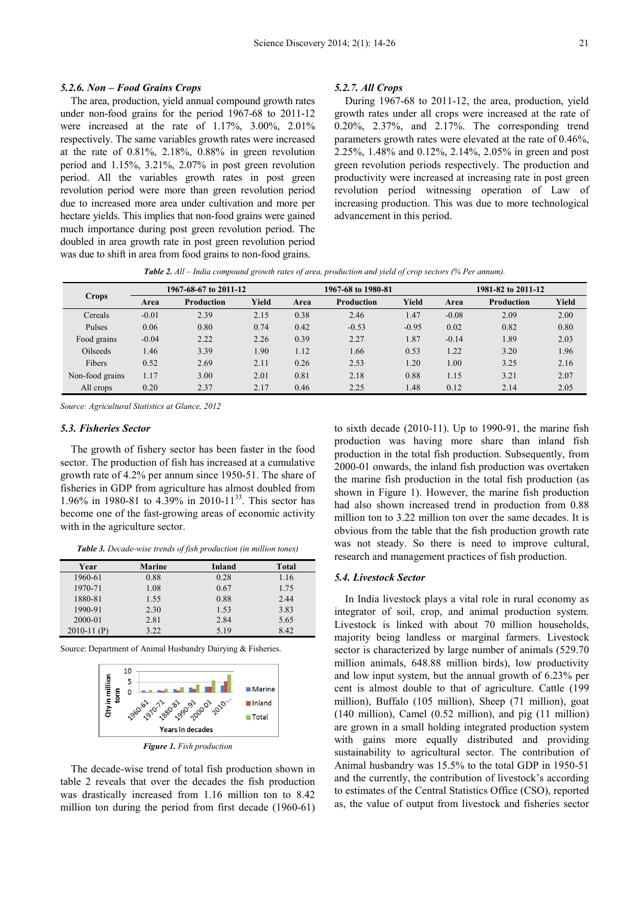#### 5.2.6. Non – Food Grains Crops

The area, production, yield annual compound growth rates under non-food grains for the period 1967-68 to 2011-12 were increased at the rate of 1.17%, 3.00%, 2.01% respectively. The same variables growth rates were increased at the rate of 0.81%, 2.18%, 0.88% in green revolution period and 1.15%, 3.21%, 2.07% in post green revolution period. All the variables growth rates in post green revolution period were more than green revolution period due to increased more area under cultivation and more per hectare yields. This implies that non-food grains were gained much importance during post green revolution period. The doubled in area growth rate in post green revolution period was due to shift in area from food grains to non-food grains.

#### 5.2.7. All Crops

During 1967-68 to 2011-12, the area, production, yield growth rates under all crops were increased at the rate of 0.20%, 2.37%, and 2.17%. The corresponding trend parameters growth rates were elevated at the rate of 0.46%, 2.25%, 1.48% and 0.12%, 2.14%, 2.05% in green and post green revolution periods respectively. The production and productivity were increased at increasing rate in post green revolution period witnessing operation of Law of increasing production. This was due to more technological advancement in this period.

***Table 2.*** *All – Inclusive compound growth rates of area, production and yield of crop sectors (% Per annum).*

| Crops | 1967-68-67 to 2011-12 | | | 1967-68 to 1980-81 | | | 1981-82 to 2011-12 | | |
|---|---|---|---|---|---|---|---|---|---|
| | Area | Production | Yield | Area | Production | Yield | Area | Production | Yield |
| Cereals | -0.01 | 2.39 | 2.15 | 0.38 | 2.46 | 1.47 | -0.08 | 2.09 | 2.00 |
| Pulses | 0.06 | 0.80 | 0.74 | 0.42 | -0.53 | -0.95 | 0.02 | 0.82 | 0.80 |
| Food grains | -0.04 | 2.22 | 2.26 | 0.39 | 2.27 | 1.87 | -0.14 | 1.89 | 2.03 |
| Oilseeds | 1.46 | 3.39 | 1.90 | 1.12 | 1.66 | 0.53 | 1.22 | 3.20 | 1.96 |
| Fibers | 0.52 | 2.69 | 2.11 | 0.26 | 2.53 | 1.20 | 1.00 | 3.25 | 2.16 |
| Non-food grains | 1.17 | 3.00 | 2.01 | 0.81 | 2.18 | 0.88 | 1.15 | 3.21 | 2.07 |
| All crops | 0.20 | 2.37 | 2.17 | 0.46 | 2.25 | 1.48 | 0.12 | 2.14 | 2.05 |

*Source: Agricultural Statistics at Glance, 2012*

### 5.3. Fisheries Sector

The growth of fishery sector has been faster in the food sector. The production of fish has increased at a cumulative growth rate of 4.2% per annum since 1950-51. The share of fisheries in GDP from agriculture has almost doubled from 1.96% in 1980-81 to 4.39% in 2010-11[33]. This sector has become one of the fast-growing areas of economic activity with in the agriculture sector.

***Table 3.*** *Decade-wise trends of fish production (in million tones)*

| Year | Marine | Inland | Total |
|---|---|---|---|
| 1960-61 | 0.88 | 0.28 | 1.16 |
| 1970-71 | 1.08 | 0.67 | 1.75 |
| 1880-81 | 1.55 | 0.88 | 2.44 |
| 1990-91 | 2.30 | 1.53 | 3.83 |
| 2000-01 | 2.81 | 2.84 | 5.65 |
| 2010-11 (P) | 3.22 | 5.19 | 8.42 |

Source: Department of Animal Husbandry Dairying & Fisheries.

***Figure 1.*** *Fish production*

The decade-wise trend of total fish production shown in table 2 reveals that over the decades the fish production was drastically increased from 1.16 million ton to 8.42 million ton during the period from first decade (1960-61) to sixth decade (2010-11). Up to 1990-91, the marine fish production was having more share than inland fish production in the total fish production. Subsequently, from 2000-01 onwards, the inland fish production was overtaken the marine fish production in the total fish production (as shown in Figure 1). However, the marine fish production had also shown increased trend in production from 0.88 million ton to 3.22 million ton over the same decades. It is obvious from the table that the fish production growth rate was not steady. So there is need to improve cultural, research and management practices of fish production.

### 5.4. Livestock Sector

In India livestock plays a vital role in rural economy as integrator of soil, crop, and animal production system. Livestock is linked with about 70 million households, majority being landless or marginal farmers. Livestock sector is characterized by large number of animals (529.70 million animals, 648.88 million birds), low productivity and low input system, but the annual growth of 6.23% per cent is almost double to that of agriculture. Cattle (199 million), Buffalo (105 million), Sheep (71 million), goat (140 million), Camel (0.52 million), and pig (11 million) are grown in a small holding integrated production system with gains more equally distributed and providing sustainability to agricultural sector. The contribution of Animal husbandry was 15.5% to the total GDP in 1950-51 and the currently, the contribution of livestock's according to estimates of the Central Statistics Office (CSO), reported as, the value of output from livestock and fisheries sector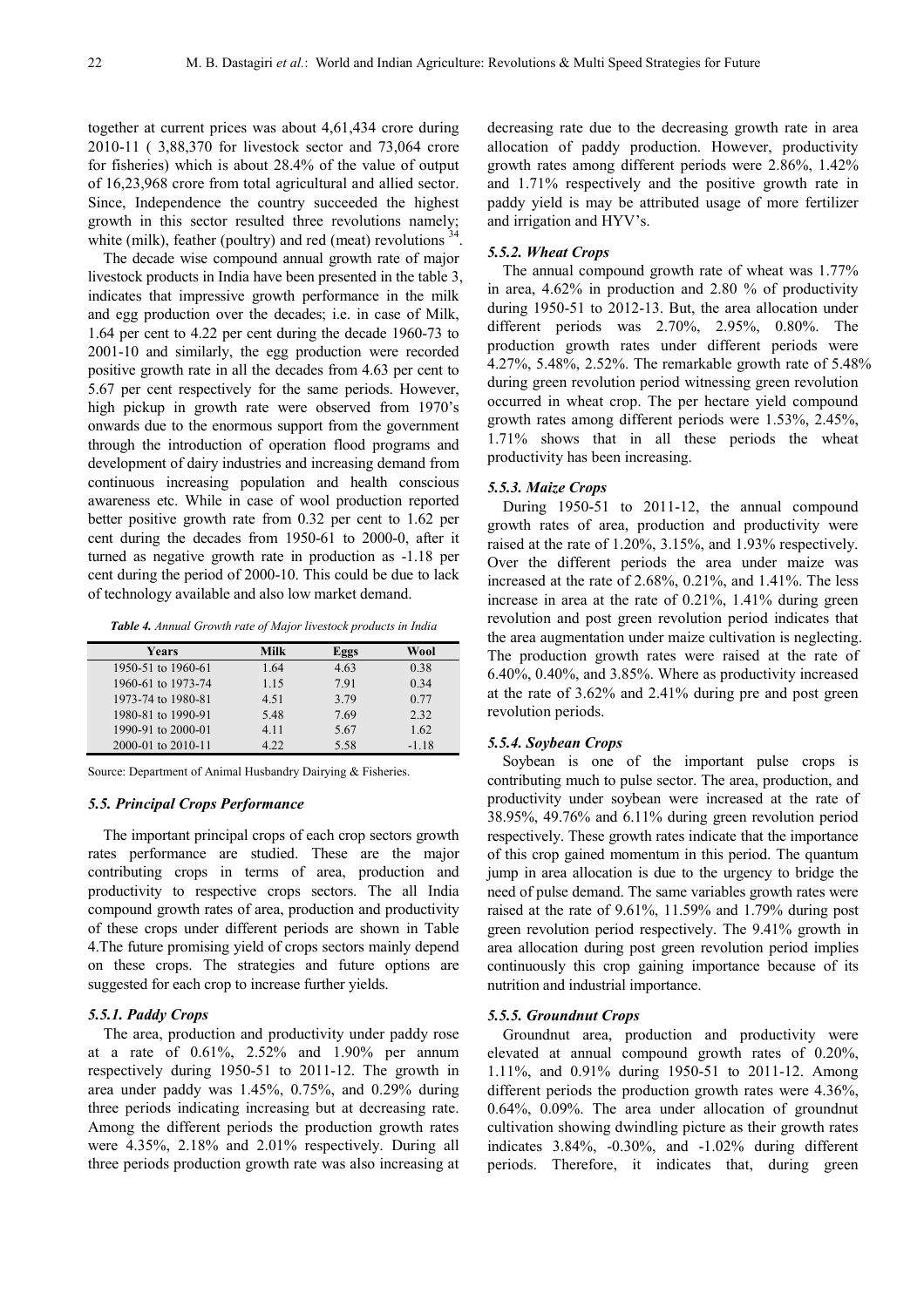together at current prices was about 4,61,434 crore during 2010-11 ( 3,88,370 for livestock sector and 73,064 crore for fisheries) which is about 28.4% of the value of output of 16,23,968 crore from total agricultural and allied sector. Since, Independence the country succeeded the highest growth in this sector resulted three revolutions namely; white (milk), feather (poultry) and red (meat) revolutions [34].

The decade wise compound annual growth rate of major livestock products in India have been presented in the table 3, indicates that impressive growth performance in the milk and egg production over the decades; i.e. in case of Milk, 1.64 per cent to 4.22 per cent during the decade 1960-73 to 2001-10 and similarly, the egg production were recorded positive growth rate in all the decades from 4.63 per cent to 5.67 per cent respectively for the same periods. However, high pickup in growth rate were observed from 1970's onwards due to the enormous support from the government through the introduction of operation flood programs and development of dairy industries and increasing demand from continuous increasing population and health conscious awareness etc. While in case of wool production reported better positive growth rate from 0.32 per cent to 1.62 per cent during the decades from 1950-61 to 2000-0, after it turned as negative growth rate in production as -1.18 per cent during the period of 2000-10. This could be due to lack of technology available and also low market demand.

***Table 4.*** *Annual Growth rate of Major livestock products in India*

| Years | Milk | Eggs | Wool |
|---|---|---|---|
| 1950-51 to 1960-61 | 1.64 | 4.63 | 0.38 |
| 1960-61 to 1973-74 | 1.15 | 7.91 | 0.34 |
| 1973-74 to 1980-81 | 4.51 | 3.79 | 0.77 |
| 1980-81 to 1990-91 | 5.48 | 7.69 | 2.32 |
| 1990-91 to 2000-01 | 4.11 | 5.67 | 1.62 |
| 2000-01 to 2010-11 | 4.22 | 5.58 | -1.18 |

Source: Department of Animal Husbandry Dairying & Fisheries.

### *5.5. Principal Crops Performance*

The important principal crops of each crop sectors growth rates performance are studied. These are the major contributing crops in terms of area, production and productivity to respective crops sectors. The all India compound growth rates of area, production and productivity of these crops under different periods are shown in Table 4.The future promising yield of crops sectors mainly depend on these crops. The strategies and future options are suggested for each crop to increase further yields.

#### *5.5.1. Paddy Crops*

The area, production and productivity under paddy rose at a rate of 0.61%, 2.52% and 1.90% per annum respectively during 1950-51 to 2011-12. The growth in area under paddy was 1.45%, 0.75%, and 0.29% during three periods indicating increasing but at decreasing rate. Among the different periods the production growth rates were 4.35%, 2.18% and 2.01% respectively. During all three periods production growth rate was also increasing at decreasing rate due to the decreasing growth rate in area allocation of paddy production. However, productivity growth rates among different periods were 2.86%, 1.42% and 1.71% respectively and the positive growth rate in paddy yield is may be attributed usage of more fertilizer and irrigation and HYV's.

#### *5.5.2. Wheat Crops*

The annual compound growth rate of wheat was 1.77% in area, 4.62% in production and 2.80 % of productivity during 1950-51 to 2012-13. But, the area allocation under different periods was 2.70%, 2.95%, 0.80%. The production growth rates under different periods were 4.27%, 5.48%, 2.52%. The remarkable growth rate of 5.48% during green revolution period witnessing green revolution occurred in wheat crop. The per hectare yield compound growth rates among different periods were 1.53%, 2.45%, 1.71% shows that in all these periods the wheat productivity has been increasing.

#### *5.5.3. Maize Crops*

During 1950-51 to 2011-12, the annual compound growth rates of area, production and productivity were raised at the rate of 1.20%, 3.15%, and 1.93% respectively. Over the different periods the area under maize was increased at the rate of 2.68%, 0.21%, and 1.41%. The less increase in area at the rate of 0.21%, 1.41% during green revolution and post green revolution period indicates that the area augmentation under maize cultivation is neglecting. The production growth rates were raised at the rate of 6.40%, 0.40%, and 3.85%. Where as productivity increased at the rate of 3.62% and 2.41% during pre and post green revolution periods.

#### *5.5.4. Soybean Crops*

Soybean is one of the important pulse crops is contributing much to pulse sector. The area, production, and productivity under soybean were increased at the rate of 38.95%, 49.76% and 6.11% during green revolution period respectively. These growth rates indicate that the importance of this crop gained momentum in this period. The quantum jump in area allocation is due to the urgency to bridge the need of pulse demand. The same variables growth rates were raised at the rate of 9.61%, 11.59% and 1.79% during post green revolution period respectively. The 9.41% growth in area allocation during post green revolution period implies continuously this crop gaining importance because of its nutrition and industrial importance.

#### *5.5.5. Groundnut Crops*

Groundnut area, production and productivity were elevated at annual compound growth rates of 0.20%, 1.11%, and 0.91% during 1950-51 to 2011-12. Among different periods the production growth rates were 4.36%, 0.64%, 0.09%. The area under allocation of groundnut cultivation showing dwindling picture as their growth rates indicates 3.84%, -0.30%, and -1.02% during different periods. Therefore, it indicates that, during green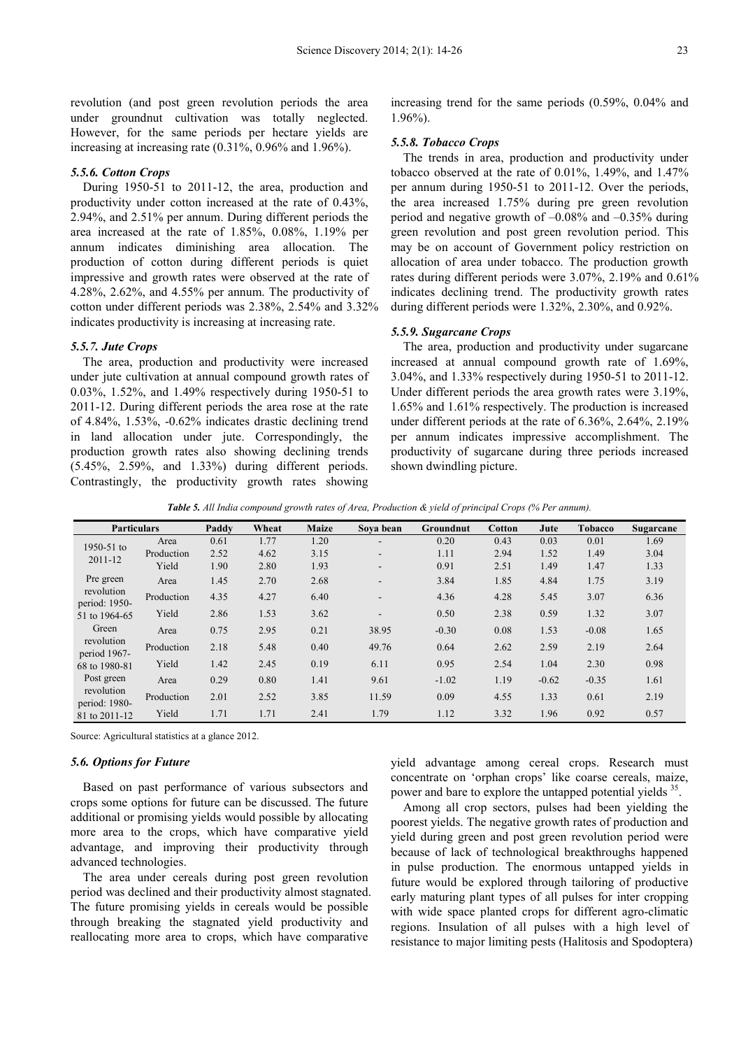revolution (and post green revolution periods the area under groundnut cultivation was totally neglected. However, for the same periods per hectare yields are increasing at increasing rate (0.31%, 0.96% and 1.96%).

### *5.5.6. Cotton Crops*

During 1950-51 to 2011-12, the area, production and productivity under cotton increased at the rate of 0.43%, 2.94%, and 2.51% per annum. During different periods the area increased at the rate of 1.85%, 0.08%, 1.19% per annum indicates diminishing area allocation. The production of cotton during different periods is quiet impressive and growth rates were observed at the rate of 4.28%, 2.62%, and 4.55% per annum. The productivity of cotton under different periods was 2.38%, 2.54% and 3.32% indicates productivity is increasing at increasing rate.

### *5.5.7. Jute Crops*

The area, production and productivity were increased under jute cultivation at annual compound growth rates of 0.03%, 1.52%, and 1.49% respectively during 1950-51 to 2011-12. During different periods the area rose at the rate of 4.84%, 1.53%, -0.62% indicates drastic declining trend in land allocation under jute. Correspondingly, the production growth rates also showing declining trends (5.45%, 2.59%, and 1.33%) during different periods. Contrastingly, the productivity growth rates showing increasing trend for the same periods (0.59%, 0.04% and 1.96%).

### *5.5.8. Tobacco Crops*

The trends in area, production and productivity under tobacco observed at the rate of 0.01%, 1.49%, and 1.47% per annum during 1950-51 to 2011-12. Over the periods, the area increased 1.75% during pre green revolution period and negative growth of –0.08% and –0.35% during green revolution and post green revolution period. This may be on account of Government policy restriction on allocation of area under tobacco. The production growth rates during different periods were 3.07%, 2.19% and 0.61% indicates declining trend. The productivity growth rates during different periods were 1.32%, 2.30%, and 0.92%.

### *5.5.9. Sugarcane Crops*

The area, production and productivity under sugarcane increased at annual compound growth rate of 1.69%, 3.04%, and 1.33% respectively during 1950-51 to 2011-12. Under different periods the area growth rates were 3.19%, 1.65% and 1.61% respectively. The production is increased under different periods at the rate of 6.36%, 2.64%, 2.19% per annum indicates impressive accomplishment. The productivity of sugarcane during three periods increased shown dwindling picture.

***Table 5.** All India compound growth rates of Area, Production & yield of principal Crops (% Per annum).*

| Particulars | | Paddy | Wheat | Maize | Soya bean | Groundnut | Cotton | Jute | Tobacco | Sugarcane |
|---|---|---|---|---|---|---|---|---|---|---|
| 1950-51 to 2011-12 | Area | 0.61 | 1.77 | 1.20 | - | 0.20 | 0.43 | 0.03 | 0.01 | 1.69 |
| | Production | 2.52 | 4.62 | 3.15 | - | 1.11 | 2.94 | 1.52 | 1.49 | 3.04 |
| | Yield | 1.90 | 2.80 | 1.93 | - | 0.91 | 2.51 | 1.49 | 1.47 | 1.33 |
| Pre green revolution period: 1950-51 to 1964-65 | Area | 1.45 | 2.70 | 2.68 | - | 3.84 | 1.85 | 4.84 | 1.75 | 3.19 |
| | Production | 4.35 | 4.27 | 6.40 | - | 4.36 | 4.28 | 5.45 | 3.07 | 6.36 |
| | Yield | 2.86 | 1.53 | 3.62 | - | 0.50 | 2.38 | 0.59 | 1.32 | 3.07 |
| Green revolution period 1967-68 to 1980-81 | Area | 0.75 | 2.95 | 0.21 | 38.95 | -0.30 | 0.08 | 1.53 | -0.08 | 1.65 |
| | Production | 2.18 | 5.48 | 0.40 | 49.76 | 0.64 | 2.62 | 2.59 | 2.19 | 2.64 |
| | Yield | 1.42 | 2.45 | 0.19 | 6.11 | 0.95 | 2.54 | 1.04 | 2.30 | 0.98 |
| Post green revolution period: 1980-81 to 2011-12 | Area | 0.29 | 0.80 | 1.41 | 9.61 | -1.02 | 1.19 | -0.62 | -0.35 | 1.61 |
| | Production | 2.01 | 2.52 | 3.85 | 11.59 | 0.09 | 4.55 | 1.33 | 0.61 | 2.19 |
| | Yield | 1.71 | 1.71 | 2.41 | 1.79 | 1.12 | 3.32 | 1.96 | 0.92 | 0.57 |

Source: Agricultural statistics at a glance 2012.

### *5.6. Options for Future*

Based on past performance of various subsectors and crops some options for future can be discussed. The future additional or promising yields would possible by allocating more area to the crops, which have comparative yield advantage, and improving their productivity through advanced technologies.

The area under cereals during post green revolution period was declined and their productivity almost stagnated. The future promising yields in cereals would be possible through breaking the stagnated yield productivity and reallocating more area to crops, which have comparative yield advantage among cereal crops. Research must concentrate on 'orphan crops' like coarse cereals, maize, power and bare to explore the untapped potential yields [35].

Among all crop sectors, pulses had been yielding the poorest yields. The negative growth rates of production and yield during green and post green revolution period were because of lack of technological breakthroughs happened in pulse production. The enormous untapped yields in future would be explored through tailoring of productive early maturing plant types of all pulses for inter cropping with wide space planted crops for different agro-climatic regions. Insulation of all pulses with a high level of resistance to major limiting pests (Halitosis and Spodoptera)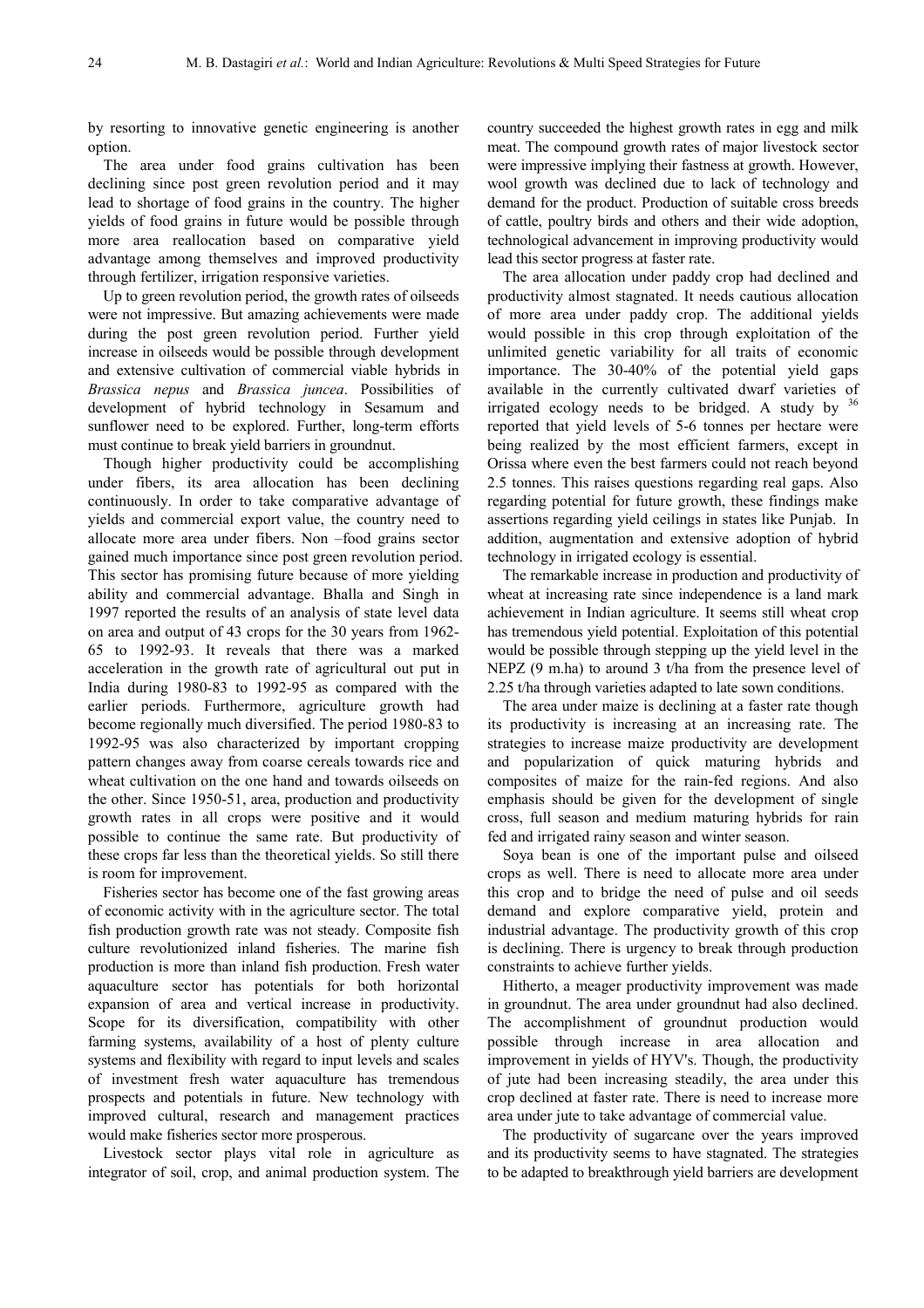by resorting to innovative genetic engineering is another option.

The area under food grains cultivation has been declining since post green revolution period and it may lead to shortage of food grains in the country. The higher yields of food grains in future would be possible through more area reallocation based on comparative yield advantage among themselves and improved productivity through fertilizer, irrigation responsive varieties.

Up to green revolution period, the growth rates of oilseeds were not impressive. But amazing achievements were made during the post green revolution period. Further yield increase in oilseeds would be possible through development and extensive cultivation of commercial viable hybrids in *Brassica nepus* and *Brassica juncea*. Possibilities of development of hybrid technology in Sesamum and sunflower need to be explored. Further, long-term efforts must continue to break yield barriers in groundnut.

Though higher productivity could be accomplishing under fibers, its area allocation has been declining continuously. In order to take comparative advantage of yields and commercial export value, the country need to allocate more area under fibers. Non –food grains sector gained much importance since post green revolution period. This sector has promising future because of more yielding ability and commercial advantage. Bhalla and Singh in 1997 reported the results of an analysis of state level data on area and output of 43 crops for the 30 years from 1962-65 to 1992-93. It reveals that there was a marked acceleration in the growth rate of agricultural out put in India during 1980-83 to 1992-95 as compared with the earlier periods. Furthermore, agriculture growth had become regionally much diversified. The period 1980-83 to 1992-95 was also characterized by important cropping pattern changes away from coarse cereals towards rice and wheat cultivation on the one hand and towards oilseeds on the other. Since 1950-51, area, production and productivity growth rates in all crops were positive and it would possible to continue the same rate. But productivity of these crops far less than the theoretical yields. So still there is room for improvement.

Fisheries sector has become one of the fast growing areas of economic activity with in the agriculture sector. The total fish production growth rate was not steady. Composite fish culture revolutionized inland fisheries. The marine fish production is more than inland fish production. Fresh water aquaculture sector has potentials for both horizontal expansion of area and vertical increase in productivity. Scope for its diversification, compatibility with other farming systems, availability of a host of plenty culture systems and flexibility with regard to input levels and scales of investment fresh water aquaculture has tremendous prospects and potentials in future. New technology with improved cultural, research and management practices would make fisheries sector more prosperous.

Livestock sector plays vital role in agriculture as integrator of soil, crop, and animal production system. The country succeeded the highest growth rates in egg and milk meat. The compound growth rates of major livestock sector were impressive implying their fastness at growth. However, wool growth was declined due to lack of technology and demand for the product. Production of suitable cross breeds of cattle, poultry birds and others and their wide adoption, technological advancement in improving productivity would lead this sector progress at faster rate.

The area allocation under paddy crop had declined and productivity almost stagnated. It needs cautious allocation of more area under paddy crop. The additional yields would possible in this crop through exploitation of the unlimited genetic variability for all traits of economic importance. The 30-40% of the potential yield gaps available in the currently cultivated dwarf varieties of irrigated ecology needs to be bridged. A study by [36] reported that yield levels of 5-6 tonnes per hectare were being realized by the most efficient farmers, except in Orissa where even the best farmers could not reach beyond 2.5 tonnes. This raises questions regarding real gaps. Also regarding potential for future growth, these findings make assertions regarding yield ceilings in states like Punjab. In addition, augmentation and extensive adoption of hybrid technology in irrigated ecology is essential.

The remarkable increase in production and productivity of wheat at increasing rate since independence is a land mark achievement in Indian agriculture. It seems still wheat crop has tremendous yield potential. Exploitation of this potential would be possible through stepping up the yield level in the NEPZ (9 m.ha) to around 3 t/ha from the presence level of 2.25 t/ha through varieties adapted to late sown conditions.

The area under maize is declining at a faster rate though its productivity is increasing at an increasing rate. The strategies to increase maize productivity are development and popularization of quick maturing hybrids and composites of maize for the rain-fed regions. And also emphasis should be given for the development of single cross, full season and medium maturing hybrids for rain fed and irrigated rainy season and winter season.

Soya bean is one of the important pulse and oilseed crops as well. There is need to allocate more area under this crop and to bridge the need of pulse and oil seeds demand and explore comparative yield, protein and industrial advantage. The productivity of this crop is declining. There is urgency to break through production constraints to achieve further yields.

Hitherto, a meager productivity improvement was made in groundnut. The area under groundnut had also declined. The accomplishment of groundnut production would possible through increase in area allocation and improvement in yields of HYV's. Though, the productivity of jute had been increasing steadily, the area under this crop declined at faster rate. There is need to increase more area under jute to take advantage of commercial value.

The productivity of sugarcane over the years improved and its productivity seems to have stagnated. The strategies to be adapted to breakthrough yield barriers are development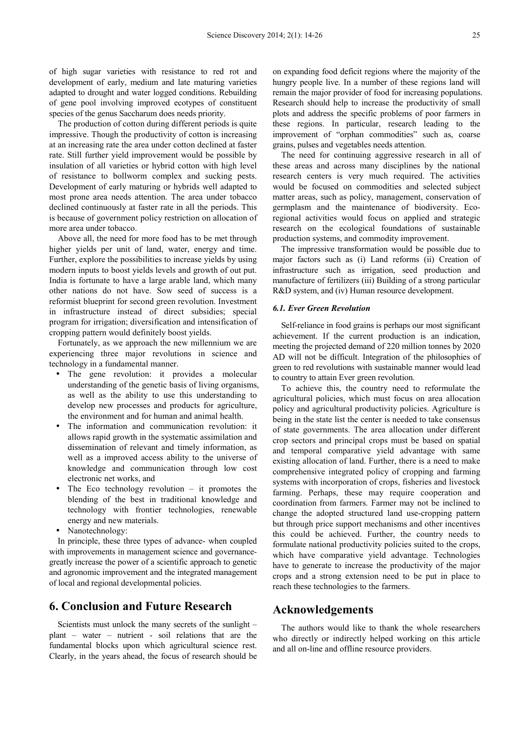of high sugar varieties with resistance to red rot and development of early, medium and late maturing varieties adapted to drought and water logged conditions. Rebuilding of gene pool involving improved ecotypes of constituent species of the genus Saccharum does needs priority.

The production of cotton during different periods is quite impressive. Though the productivity of cotton is increasing at an increasing rate the area under cotton declined at faster rate. Still further yield improvement would be possible by insulation of all varieties or hybrid cotton with high level of resistance to bollworm complex and sucking pests. Development of early maturing or hybrids well adapted to most prone area needs attention. The area under tobacco declined continuously at faster rate in all the periods. This is because of government policy restriction on allocation of more area under tobacco.

Above all, the need for more food has to be met through higher yields per unit of land, water, energy and time. Further, explore the possibilities to increase yields by using modern inputs to boost yields levels and growth of out put. India is fortunate to have a large arable land, which many other nations do not have. Sow seed of success is a reformist blueprint for second green revolution. Investment in infrastructure instead of direct subsidies; special program for irrigation; diversification and intensification of cropping pattern would definitely boost yields.

Fortunately, as we approach the new millennium we are experiencing three major revolutions in science and technology in a fundamental manner.

- The gene revolution: it provides a molecular understanding of the genetic basis of living organisms, as well as the ability to use this understanding to develop new processes and products for agriculture, the environment and for human and animal health.
- The information and communication revolution: it allows rapid growth in the systematic assimilation and dissemination of relevant and timely information, as well as a improved access ability to the universe of knowledge and communication through low cost electronic net works, and
- The Eco technology revolution – it promotes the blending of the best in traditional knowledge and technology with frontier technologies, renewable energy and new materials.
- Nanotechnology:

In principle, these three types of advance- when coupled with improvements in management science and governance-greatly increase the power of a scientific approach to genetic and agronomic improvement and the integrated management of local and regional developmental policies.

## 6. Conclusion and Future Research

Scientists must unlock the many secrets of the sunlight – plant – water – nutrient - soil relations that are the fundamental blocks upon which agricultural science rest. Clearly, in the years ahead, the focus of research should be on expanding food deficit regions where the majority of the hungry people live. In a number of these regions land will remain the major provider of food for increasing populations. Research should help to increase the productivity of small plots and address the specific problems of poor farmers in these regions. In particular, research leading to the improvement of "orphan commodities" such as, coarse grains, pulses and vegetables needs attention.

The need for continuing aggressive research in all of these areas and across many disciplines by the national research centers is very much required. The activities would be focused on commodities and selected subject matter areas, such as policy, management, conservation of germplasm and the maintenance of biodiversity. Eco-regional activities would focus on applied and strategic research on the ecological foundations of sustainable production systems, and commodity improvement.

The impressive transformation would be possible due to major factors such as (i) Land reforms (ii) Creation of infrastructure such as irrigation, seed production and manufacture of fertilizers (iii) Building of a strong particular R&D system, and (iv) Human resource development.

### *6.1. Ever Green Revolution*

Self-reliance in food grains is perhaps our most significant achievement. If the current production is an indication, meeting the projected demand of 220 million tonnes by 2020 AD will not be difficult. Integration of the philosophies of green to red revolutions with sustainable manner would lead to country to attain Ever green revolution.

To achieve this, the country need to reformulate the agricultural policies, which must focus on area allocation policy and agricultural productivity policies. Agriculture is being in the state list the center is needed to take consensus of state governments. The area allocation under different crop sectors and principal crops must be based on spatial and temporal comparative yield advantage with same existing allocation of land. Further, there is a need to make comprehensive integrated policy of cropping and farming systems with incorporation of crops, fisheries and livestock farming. Perhaps, these may require cooperation and coordination from farmers. Farmer may not be inclined to change the adopted structured land use-cropping pattern but through price support mechanisms and other incentives this could be achieved. Further, the country needs to formulate national productivity policies suited to the crops, which have comparative yield advantage. Technologies have to generate to increase the productivity of the major crops and a strong extension need to be put in place to reach these technologies to the farmers.

## Acknowledgements

The authors would like to thank the whole researchers who directly or indirectly helped working on this article and all on-line and offline resource providers.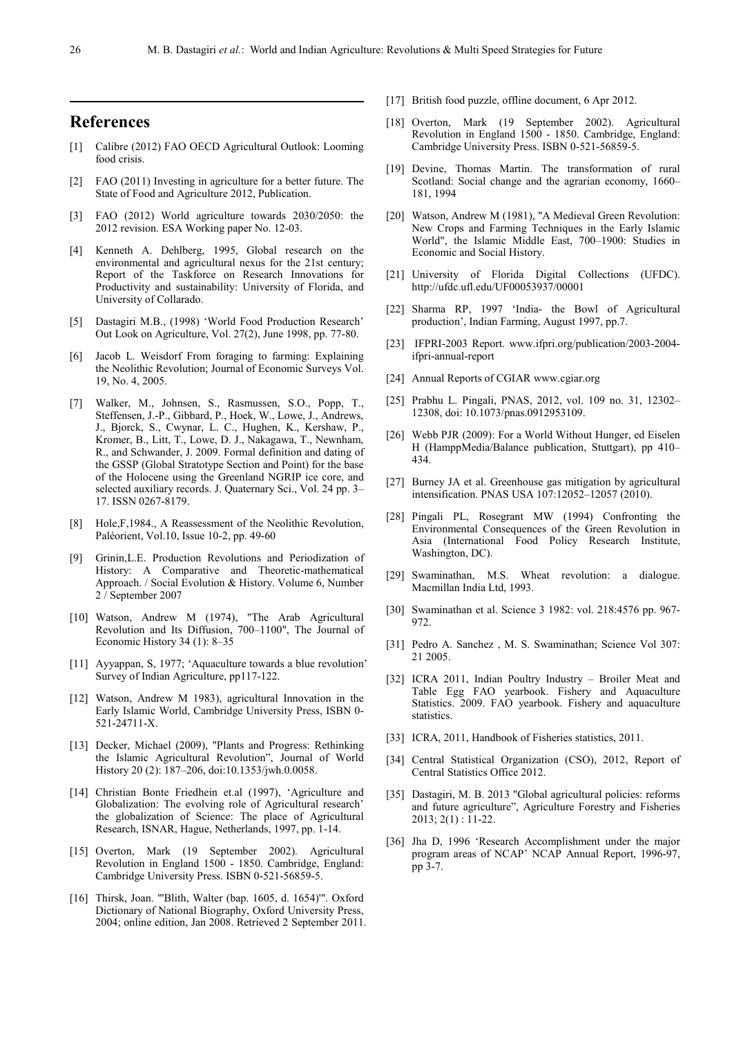## References

[1] Calibre (2012) FAO OECD Agricultural Outlook: Looming food crisis.

[2] FAO (2011) Investing in agriculture for a better future. The State of Food and Agriculture 2012, Publication.

[3] FAO (2012) World agriculture towards 2030/2050: the 2012 revision. ESA Working paper No. 12-03.

[4] Kenneth A. Dehlberg, 1995, Global research on the environmental and agricultural nexus for the 21st century; Report of the Taskforce on Research Innovations for Productivity and sustainability: University of Florida, and University of Collarado.

[5] Dastagiri M.B., (1998) 'World Food Production Research' Out Look on Agriculture, Vol. 27(2), June 1998, pp. 77-80.

[6] Jacob L. Weisdorf From foraging to farming: Explaining the Neolithic Revolution; Journal of Economic Surveys Vol. 19, No. 4, 2005.

[7] Walker, M., Johnsen, S., Rasmussen, S.O., Popp, T., Steffensen, J.-P., Gibbard, P., Hoek, W., Lowe, J., Andrews, J., Bjorck, S., Cwynar, L. C., Hughen, K., Kershaw, P., Kromer, B., Litt, T., Lowe, D. J., Nakagawa, T., Newnham, R., and Schwander, J. 2009. Formal definition and dating of the GSSP (Global Stratotype Section and Point) for the base of the Holocene using the Greenland NGRIP ice core, and selected auxiliary records. J. Quaternary Sci., Vol. 24 pp. 3–17. ISSN 0267-8179.

[8] Hole,F,1984., A Reassessment of the Neolithic Revolution, Paléorient, Vol.10, Issue 10-2, pp. 49-60

[9] Grinin,L.E. Production Revolutions and Periodization of History: A Comparative and Theoretic-mathematical Approach. / Social Evolution & History. Volume 6, Number 2 / September 2007

[10] Watson, Andrew M (1974), "The Arab Agricultural Revolution and Its Diffusion, 700–1100", The Journal of Economic History 34 (1): 8–35

[11] Ayyappan, S, 1977; 'Aquaculture towards a blue revolution' Survey of Indian Agriculture, pp117-122.

[12] Watson, Andrew M 1983), agricultural Innovation in the Early Islamic World, Cambridge University Press, ISBN 0-521-24711-X.

[13] Decker, Michael (2009), "Plants and Progress: Rethinking the Islamic Agricultural Revolution", Journal of World History 20 (2): 187–206, doi:10.1353/jwh.0.0058.

[14] Christian Bonte Friedhein et.al (1997), 'Agriculture and Globalization: The evolving role of Agricultural research' the globalization of Science: The place of Agricultural Research, ISNAR, Hague, Netherlands, 1997, pp. 1-14.

[15] Overton, Mark (19 September 2002). Agricultural Revolution in England 1500 - 1850. Cambridge, England: Cambridge University Press. ISBN 0-521-56859-5.

[16] Thirsk, Joan. "'Blith, Walter (bap. 1605, d. 1654)'". Oxford Dictionary of National Biography, Oxford University Press, 2004; online edition, Jan 2008. Retrieved 2 September 2011.

[17] British food puzzle, offline document, 6 Apr 2012.

[18] Overton, Mark (19 September 2002). Agricultural Revolution in England 1500 - 1850. Cambridge, England: Cambridge University Press. ISBN 0-521-56859-5.

[19] Devine, Thomas Martin. The transformation of rural Scotland: Social change and the agrarian economy, 1660–181, 1994

[20] Watson, Andrew M (1981), "A Medieval Green Revolution: New Crops and Farming Techniques in the Early Islamic World", the Islamic Middle East, 700–1900: Studies in Economic and Social History.

[21] University of Florida Digital Collections (UFDC). http://ufdc.ufl.edu/UF00053937/00001

[22] Sharma RP, 1997 'India- the Bowl of Agricultural production', Indian Farming, August 1997, pp.7.

[23] IFPRI-2003 Report. www.ifpri.org/publication/2003-2004-ifpri-annual-report

[24] Annual Reports of CGIAR www.cgiar.org

[25] Prabhu L. Pingali, PNAS, 2012, vol. 109 no. 31, 12302–12308, doi: 10.1073/pnas.0912953109.

[26] Webb PJR (2009): For a World Without Hunger, ed Eiselen H (HamppMedia/Balance publication, Stuttgart), pp 410–434.

[27] Burney JA et al. Greenhouse gas mitigation by agricultural intensification. PNAS USA 107:12052–12057 (2010).

[28] Pingali PL, Rosegrant MW (1994) Confronting the Environmental Consequences of the Green Revolution in Asia (International Food Policy Research Institute, Washington, DC).

[29] Swaminathan, M.S. Wheat revolution: a dialogue. Macmillan India Ltd, 1993.

[30] Swaminathan et al. Science 3 1982: vol. 218:4576 pp. 967-972.

[31] Pedro A. Sanchez , M. S. Swaminathan; Science Vol 307: 21 2005.

[32] ICRA 2011, Indian Poultry Industry – Broiler Meat and Table Egg FAO yearbook. Fishery and Aquaculture Statistics. 2009. FAO yearbook. Fishery and aquaculture statistics.

[33] ICRA, 2011, Handbook of Fisheries statistics, 2011.

[34] Central Statistical Organization (CSO), 2012, Report of Central Statistics Office 2012.

[35] Dastagiri, M. B. 2013 "Global agricultural policies: reforms and future agriculture", Agriculture Forestry and Fisheries 2013; 2(1) : 11-22.

[36] Jha D, 1996 'Research Accomplishment under the major program areas of NCAP' NCAP Annual Report, 1996-97, pp 3-7.